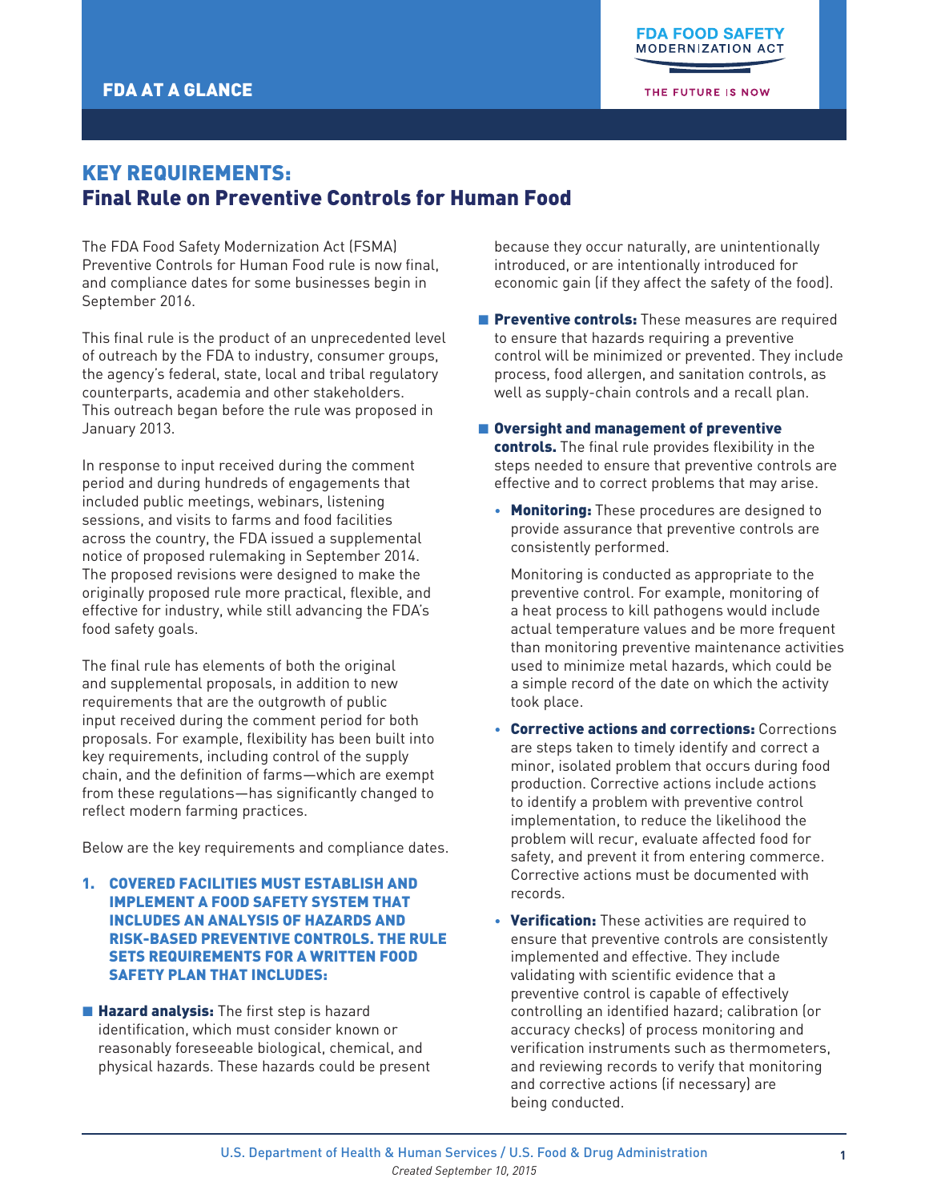FDA AT A GLANCE

FDA FOOD SAFETY MODERNIZATION ACT

THE FUTURE IS NOW

# KEY REQUIREMENTS:
## Final Rule on Preventive Controls for Human Food

The FDA Food Safety Modernization Act (FSMA) Preventive Controls for Human Food rule is now final, and compliance dates for some businesses begin in September 2016.

This final rule is the product of an unprecedented level of outreach by the FDA to industry, consumer groups, the agency's federal, state, local and tribal regulatory counterparts, academia and other stakeholders. This outreach began before the rule was proposed in January 2013.

In response to input received during the comment period and during hundreds of engagements that included public meetings, webinars, listening sessions, and visits to farms and food facilities across the country, the FDA issued a supplemental notice of proposed rulemaking in September 2014. The proposed revisions were designed to make the originally proposed rule more practical, flexible, and effective for industry, while still advancing the FDA's food safety goals.

The final rule has elements of both the original and supplemental proposals, in addition to new requirements that are the outgrowth of public input received during the comment period for both proposals. For example, flexibility has been built into key requirements, including control of the supply chain, and the definition of farms—which are exempt from these regulations—has significantly changed to reflect modern farming practices.

Below are the key requirements and compliance dates.

### 1. COVERED FACILITIES MUST ESTABLISH AND IMPLEMENT A FOOD SAFETY SYSTEM THAT INCLUDES AN ANALYSIS OF HAZARDS AND RISK-BASED PREVENTIVE CONTROLS. THE RULE SETS REQUIREMENTS FOR A WRITTEN FOOD SAFETY PLAN THAT INCLUDES:

- **Hazard analysis:** The first step is hazard identification, which must consider known or reasonably foreseeable biological, chemical, and physical hazards. These hazards could be present because they occur naturally, are unintentionally introduced, or are intentionally introduced for economic gain (if they affect the safety of the food).

- **Preventive controls:** These measures are required to ensure that hazards requiring a preventive control will be minimized or prevented. They include process, food allergen, and sanitation controls, as well as supply-chain controls and a recall plan.

- **Oversight and management of preventive controls.** The final rule provides flexibility in the steps needed to ensure that preventive controls are effective and to correct problems that may arise.

  - **Monitoring:** These procedures are designed to provide assurance that preventive controls are consistently performed.

    Monitoring is conducted as appropriate to the preventive control. For example, monitoring of a heat process to kill pathogens would include actual temperature values and be more frequent than monitoring preventive maintenance activities used to minimize metal hazards, which could be a simple record of the date on which the activity took place.

  - **Corrective actions and corrections:** Corrections are steps taken to timely identify and correct a minor, isolated problem that occurs during food production. Corrective actions include actions to identify a problem with preventive control implementation, to reduce the likelihood the problem will recur, evaluate affected food for safety, and prevent it from entering commerce. Corrective actions must be documented with records.

  - **Verification:** These activities are required to ensure that preventive controls are consistently implemented and effective. They include validating with scientific evidence that a preventive control is capable of effectively controlling an identified hazard; calibration (or accuracy checks) of process monitoring and verification instruments such as thermometers, and reviewing records to verify that monitoring and corrective actions (if necessary) are being conducted.

U.S. Department of Health & Human Services / U.S. Food & Drug Administration

*Created September 10, 2015*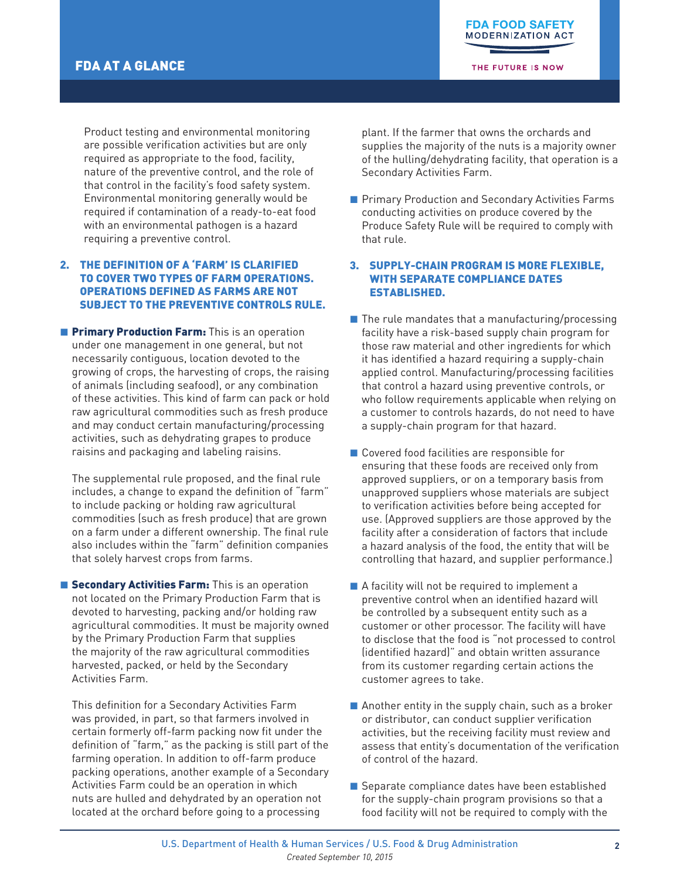Product testing and environmental monitoring are possible verification activities but are only required as appropriate to the food, facility, nature of the preventive control, and the role of that control in the facility's food safety system. Environmental monitoring generally would be required if contamination of a ready-to-eat food with an environmental pathogen is a hazard requiring a preventive control.

## 2. THE DEFINITION OF A 'FARM' IS CLARIFIED TO COVER TWO TYPES OF FARM OPERATIONS. OPERATIONS DEFINED AS FARMS ARE NOT SUBJECT TO THE PREVENTIVE CONTROLS RULE.

- **Primary Production Farm:** This is an operation under one management in one general, but not necessarily contiguous, location devoted to the growing of crops, the harvesting of crops, the raising of animals (including seafood), or any combination of these activities. This kind of farm can pack or hold raw agricultural commodities such as fresh produce and may conduct certain manufacturing/processing activities, such as dehydrating grapes to produce raisins and packaging and labeling raisins.

  The supplemental rule proposed, and the final rule includes, a change to expand the definition of "farm" to include packing or holding raw agricultural commodities (such as fresh produce) that are grown on a farm under a different ownership. The final rule also includes within the "farm" definition companies that solely harvest crops from farms.

- **Secondary Activities Farm:** This is an operation not located on the Primary Production Farm that is devoted to harvesting, packing and/or holding raw agricultural commodities. It must be majority owned by the Primary Production Farm that supplies the majority of the raw agricultural commodities harvested, packed, or held by the Secondary Activities Farm.

  This definition for a Secondary Activities Farm was provided, in part, so that farmers involved in certain formerly off-farm packing now fit under the definition of "farm," as the packing is still part of the farming operation. In addition to off-farm produce packing operations, another example of a Secondary Activities Farm could be an operation in which nuts are hulled and dehydrated by an operation not located at the orchard before going to a processing plant. If the farmer that owns the orchards and supplies the majority of the nuts is a majority owner of the hulling/dehydrating facility, that operation is a Secondary Activities Farm.

- Primary Production and Secondary Activities Farms conducting activities on produce covered by the Produce Safety Rule will be required to comply with that rule.

## 3. SUPPLY-CHAIN PROGRAM IS MORE FLEXIBLE, WITH SEPARATE COMPLIANCE DATES ESTABLISHED.

- The rule mandates that a manufacturing/processing facility have a risk-based supply chain program for those raw material and other ingredients for which it has identified a hazard requiring a supply-chain applied control. Manufacturing/processing facilities that control a hazard using preventive controls, or who follow requirements applicable when relying on a customer to controls hazards, do not need to have a supply-chain program for that hazard.

- Covered food facilities are responsible for ensuring that these foods are received only from approved suppliers, or on a temporary basis from unapproved suppliers whose materials are subject to verification activities before being accepted for use. (Approved suppliers are those approved by the facility after a consideration of factors that include a hazard analysis of the food, the entity that will be controlling that hazard, and supplier performance.)

- A facility will not be required to implement a preventive control when an identified hazard will be controlled by a subsequent entity such as a customer or other processor. The facility will have to disclose that the food is "not processed to control (identified hazard)" and obtain written assurance from its customer regarding certain actions the customer agrees to take.

- Another entity in the supply chain, such as a broker or distributor, can conduct supplier verification activities, but the receiving facility must review and assess that entity's documentation of the verification of control of the hazard.

- Separate compliance dates have been established for the supply-chain program provisions so that a food facility will not be required to comply with the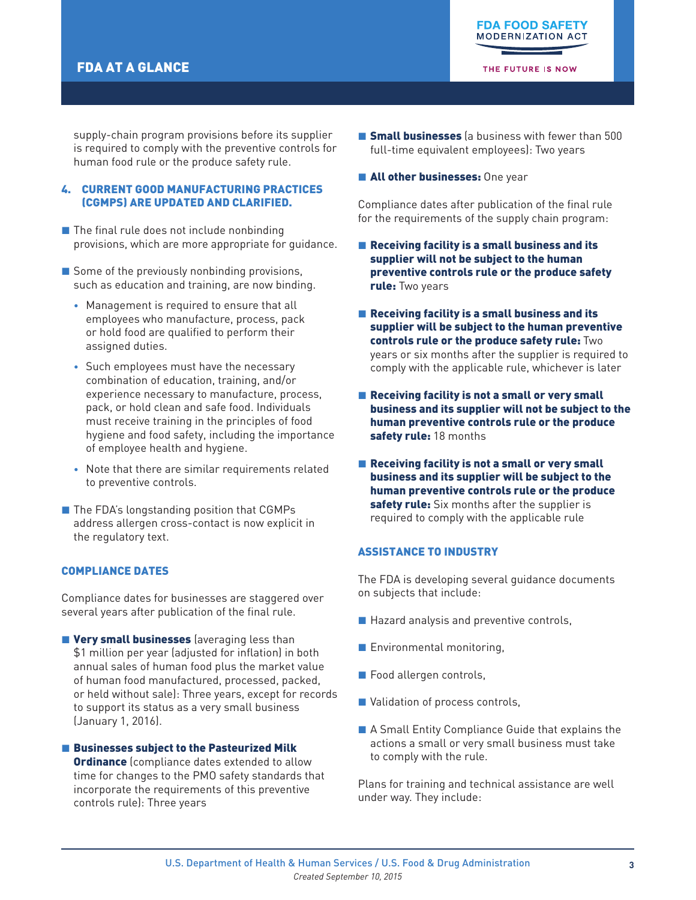supply-chain program provisions before its supplier is required to comply with the preventive controls for human food rule or the produce safety rule.

### 4. CURRENT GOOD MANUFACTURING PRACTICES (CGMPS) ARE UPDATED AND CLARIFIED.

- The final rule does not include nonbinding provisions, which are more appropriate for guidance.
- Some of the previously nonbinding provisions, such as education and training, are now binding.
  - Management is required to ensure that all employees who manufacture, process, pack or hold food are qualified to perform their assigned duties.
  - Such employees must have the necessary combination of education, training, and/or experience necessary to manufacture, process, pack, or hold clean and safe food. Individuals must receive training in the principles of food hygiene and food safety, including the importance of employee health and hygiene.
  - Note that there are similar requirements related to preventive controls.
- The FDA's longstanding position that CGMPs address allergen cross-contact is now explicit in the regulatory text.

## COMPLIANCE DATES

Compliance dates for businesses are staggered over several years after publication of the final rule.

- **Very small businesses** (averaging less than $1 million per year (adjusted for inflation) in both annual sales of human food plus the market value of human food manufactured, processed, packed, or held without sale): Three years, except for records to support its status as a very small business (January 1, 2016).
- **Businesses subject to the Pasteurized Milk Ordinance** (compliance dates extended to allow time for changes to the PMO safety standards that incorporate the requirements of this preventive controls rule): Three years
- **Small businesses** (a business with fewer than 500 full-time equivalent employees): Two years
- **All other businesses:** One year

Compliance dates after publication of the final rule for the requirements of the supply chain program:

- **Receiving facility is a small business and its supplier will not be subject to the human preventive controls rule or the produce safety rule:** Two years
- **Receiving facility is a small business and its supplier will be subject to the human preventive controls rule or the produce safety rule:** Two years or six months after the supplier is required to comply with the applicable rule, whichever is later
- **Receiving facility is not a small or very small business and its supplier will not be subject to the human preventive controls rule or the produce safety rule:** 18 months
- **Receiving facility is not a small or very small business and its supplier will be subject to the human preventive controls rule or the produce safety rule:** Six months after the supplier is required to comply with the applicable rule

## ASSISTANCE TO INDUSTRY

The FDA is developing several guidance documents on subjects that include:

- Hazard analysis and preventive controls,
- Environmental monitoring,
- Food allergen controls,
- Validation of process controls,
- A Small Entity Compliance Guide that explains the actions a small or very small business must take to comply with the rule.

Plans for training and technical assistance are well under way. They include: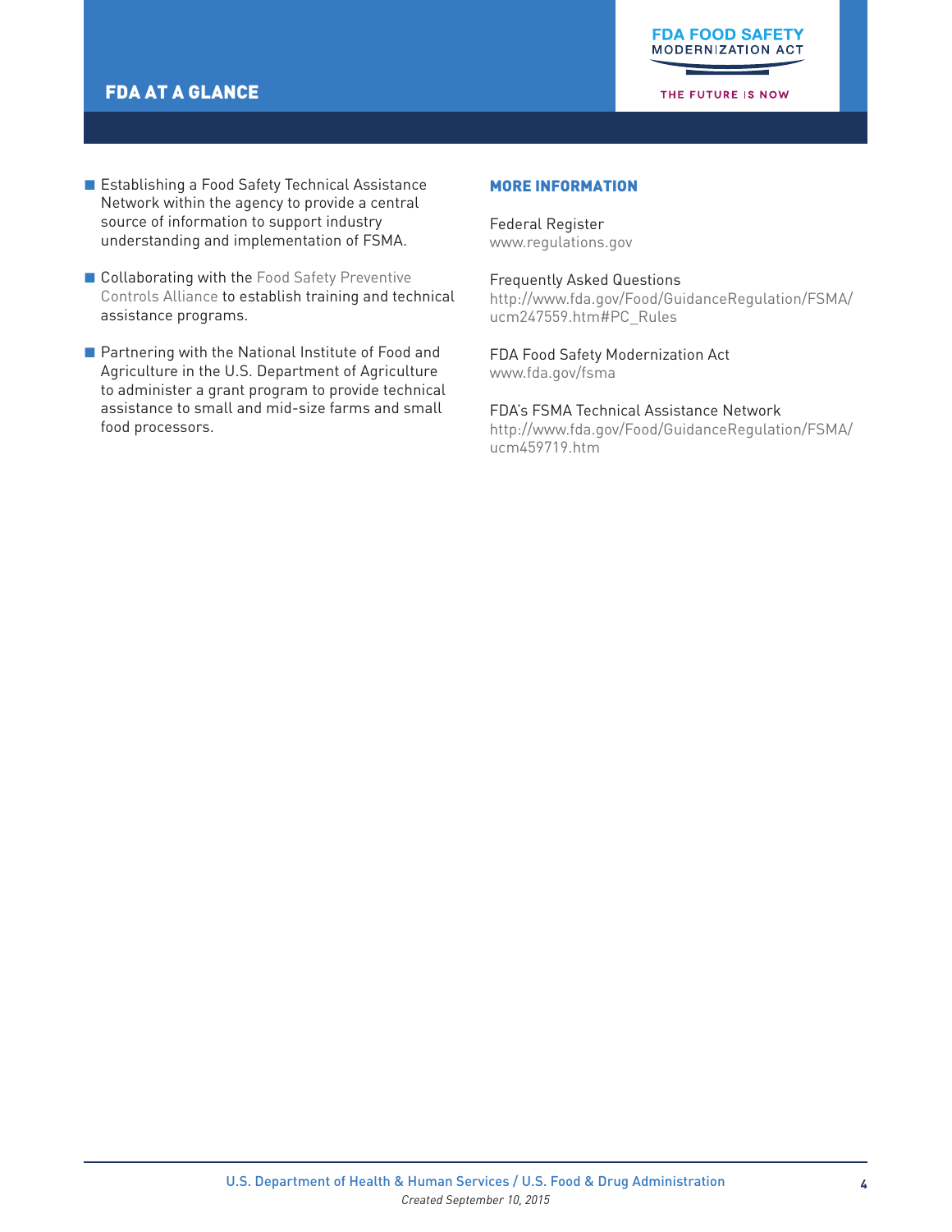- Establishing a Food Safety Technical Assistance Network within the agency to provide a central source of information to support industry understanding and implementation of FSMA.
- Collaborating with the Food Safety Preventive Controls Alliance to establish training and technical assistance programs.
- Partnering with the National Institute of Food and Agriculture in the U.S. Department of Agriculture to administer a grant program to provide technical assistance to small and mid-size farms and small food processors.

## MORE INFORMATION

Federal Register
www.regulations.gov

Frequently Asked Questions
http://www.fda.gov/Food/GuidanceRegulation/FSMA/ucm247559.htm#PC_Rules

FDA Food Safety Modernization Act
www.fda.gov/fsma

FDA's FSMA Technical Assistance Network
http://www.fda.gov/Food/GuidanceRegulation/FSMA/ucm459719.htm